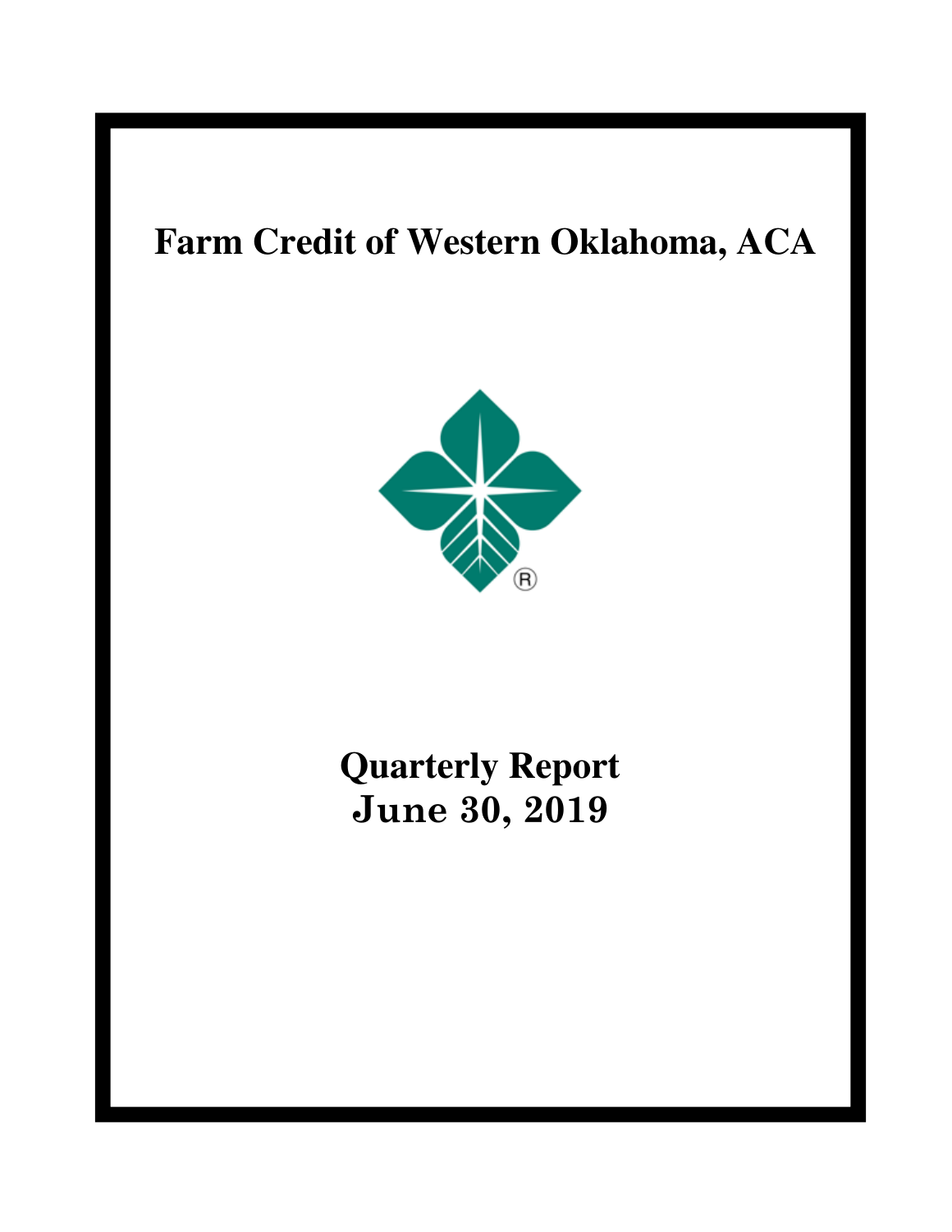# Farm Credit of Western Oklahoma, ACA

# Quarterly Report
# June 30, 2019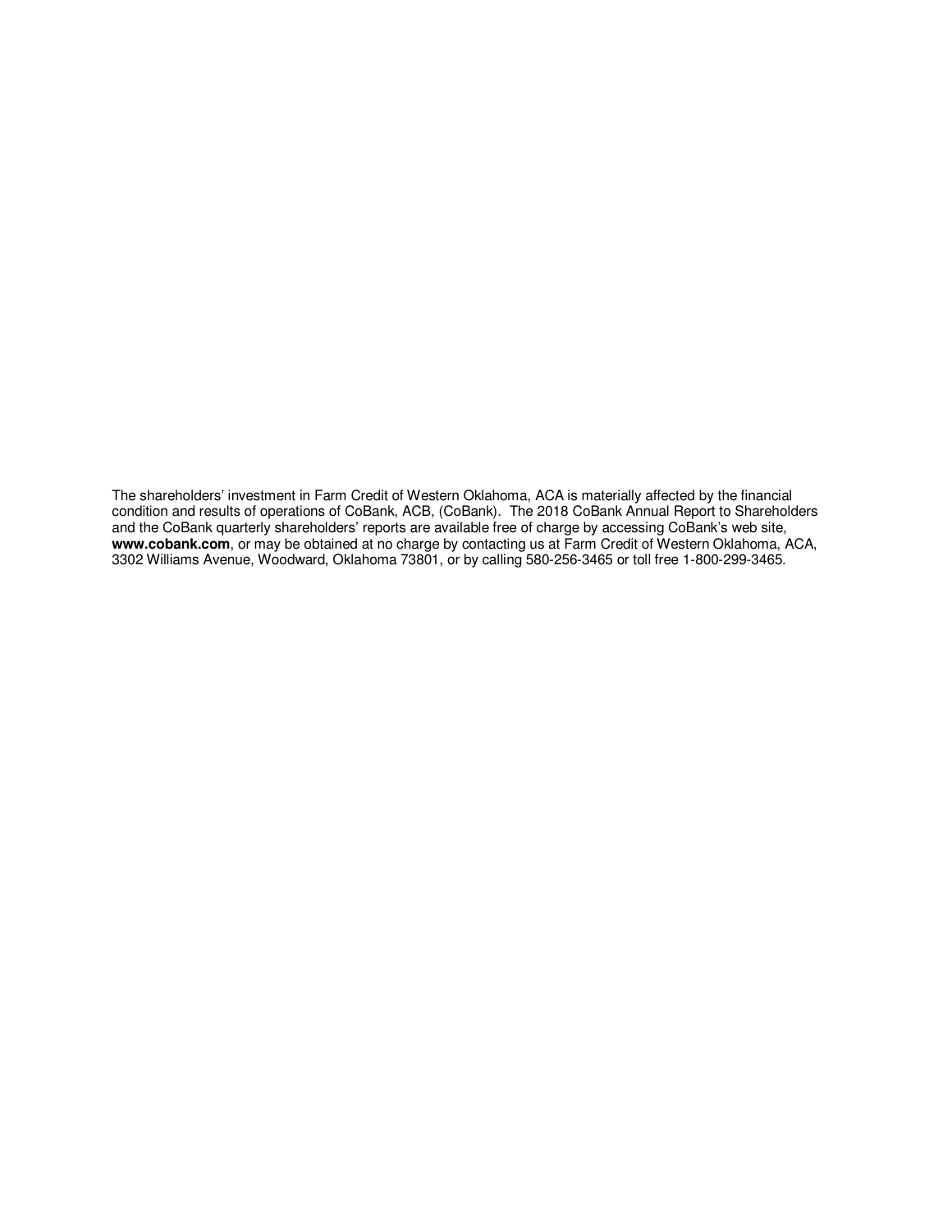The shareholders' investment in Farm Credit of Western Oklahoma, ACA is materially affected by the financial condition and results of operations of CoBank, ACB, (CoBank). The 2018 CoBank Annual Report to Shareholders and the CoBank quarterly shareholders' reports are available free of charge by accessing CoBank's web site, **www.cobank.com**, or may be obtained at no charge by contacting us at Farm Credit of Western Oklahoma, ACA, 3302 Williams Avenue, Woodward, Oklahoma 73801, or by calling 580-256-3465 or toll free 1-800-299-3465.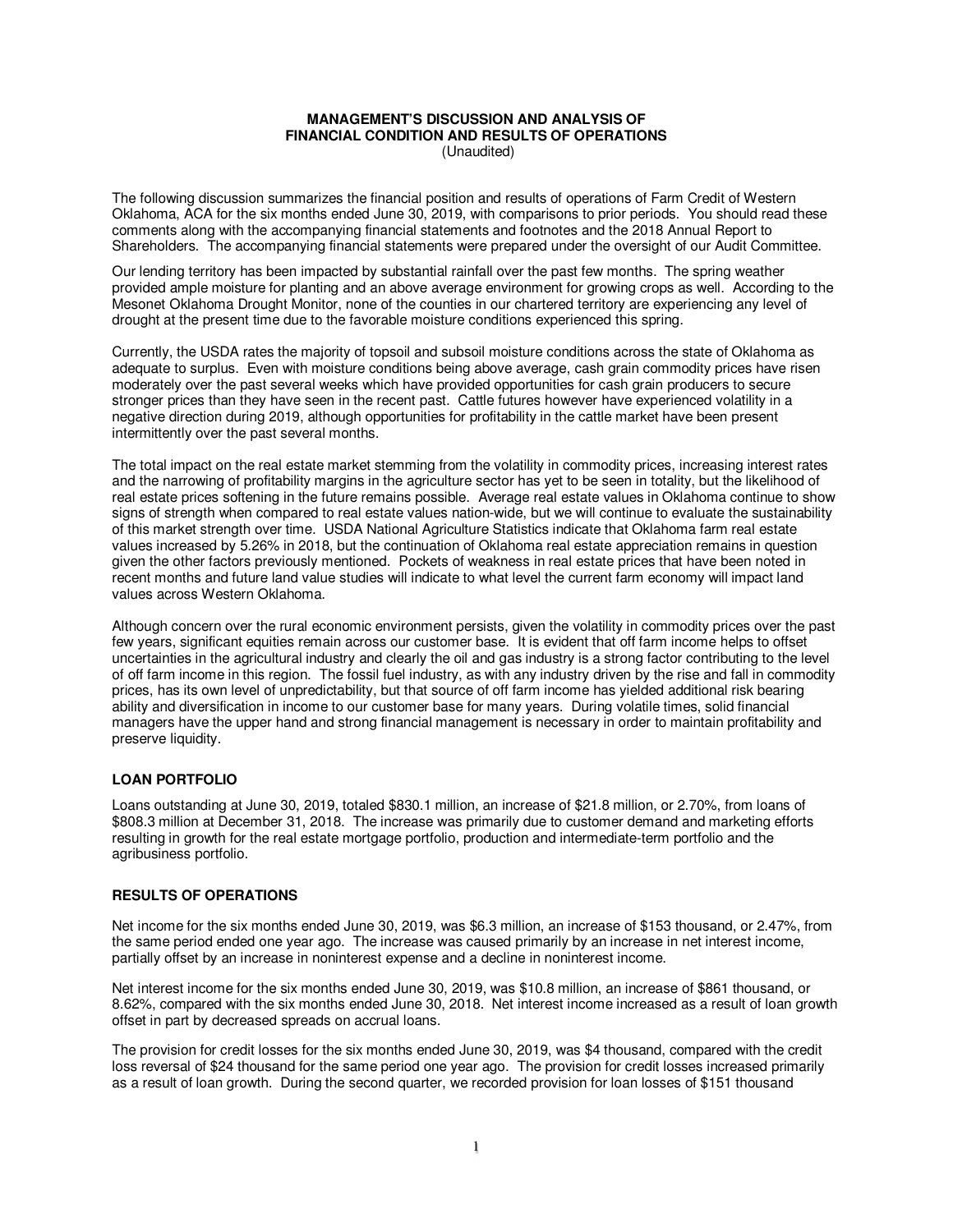# MANAGEMENT'S DISCUSSION AND ANALYSIS OF FINANCIAL CONDITION AND RESULTS OF OPERATIONS

(Unaudited)

The following discussion summarizes the financial position and results of operations of Farm Credit of Western Oklahoma, ACA for the six months ended June 30, 2019, with comparisons to prior periods. You should read these comments along with the accompanying financial statements and footnotes and the 2018 Annual Report to Shareholders. The accompanying financial statements were prepared under the oversight of our Audit Committee.

Our lending territory has been impacted by substantial rainfall over the past few months. The spring weather provided ample moisture for planting and an above average environment for growing crops as well. According to the Mesonet Oklahoma Drought Monitor, none of the counties in our chartered territory are experiencing any level of drought at the present time due to the favorable moisture conditions experienced this spring.

Currently, the USDA rates the majority of topsoil and subsoil moisture conditions across the state of Oklahoma as adequate to surplus. Even with moisture conditions being above average, cash grain commodity prices have risen moderately over the past several weeks which have provided opportunities for cash grain producers to secure stronger prices than they have seen in the recent past. Cattle futures however have experienced volatility in a negative direction during 2019, although opportunities for profitability in the cattle market have been present intermittently over the past several months.

The total impact on the real estate market stemming from the volatility in commodity prices, increasing interest rates and the narrowing of profitability margins in the agriculture sector has yet to be seen in totality, but the likelihood of real estate prices softening in the future remains possible. Average real estate values in Oklahoma continue to show signs of strength when compared to real estate values nation-wide, but we will continue to evaluate the sustainability of this market strength over time. USDA National Agriculture Statistics indicate that Oklahoma farm real estate values increased by 5.26% in 2018, but the continuation of Oklahoma real estate appreciation remains in question given the other factors previously mentioned. Pockets of weakness in real estate prices that have been noted in recent months and future land value studies will indicate to what level the current farm economy will impact land values across Western Oklahoma.

Although concern over the rural economic environment persists, given the volatility in commodity prices over the past few years, significant equities remain across our customer base. It is evident that off farm income helps to offset uncertainties in the agricultural industry and clearly the oil and gas industry is a strong factor contributing to the level of off farm income in this region. The fossil fuel industry, as with any industry driven by the rise and fall in commodity prices, has its own level of unpredictability, but that source of off farm income has yielded additional risk bearing ability and diversification in income to our customer base for many years. During volatile times, solid financial managers have the upper hand and strong financial management is necessary in order to maintain profitability and preserve liquidity.

## LOAN PORTFOLIO

Loans outstanding at June 30, 2019, totaled $830.1 million, an increase of $21.8 million, or 2.70%, from loans of $808.3 million at December 31, 2018. The increase was primarily due to customer demand and marketing efforts resulting in growth for the real estate mortgage portfolio, production and intermediate-term portfolio and the agribusiness portfolio.

## RESULTS OF OPERATIONS

Net income for the six months ended June 30, 2019, was $6.3 million, an increase of $153 thousand, or 2.47%, from the same period ended one year ago. The increase was caused primarily by an increase in net interest income, partially offset by an increase in noninterest expense and a decline in noninterest income.

Net interest income for the six months ended June 30, 2019, was $10.8 million, an increase of $861 thousand, or 8.62%, compared with the six months ended June 30, 2018. Net interest income increased as a result of loan growth offset in part by decreased spreads on accrual loans.

The provision for credit losses for the six months ended June 30, 2019, was $4 thousand, compared with the credit loss reversal of $24 thousand for the same period one year ago. The provision for credit losses increased primarily as a result of loan growth. During the second quarter, we recorded provision for loan losses of $151 thousand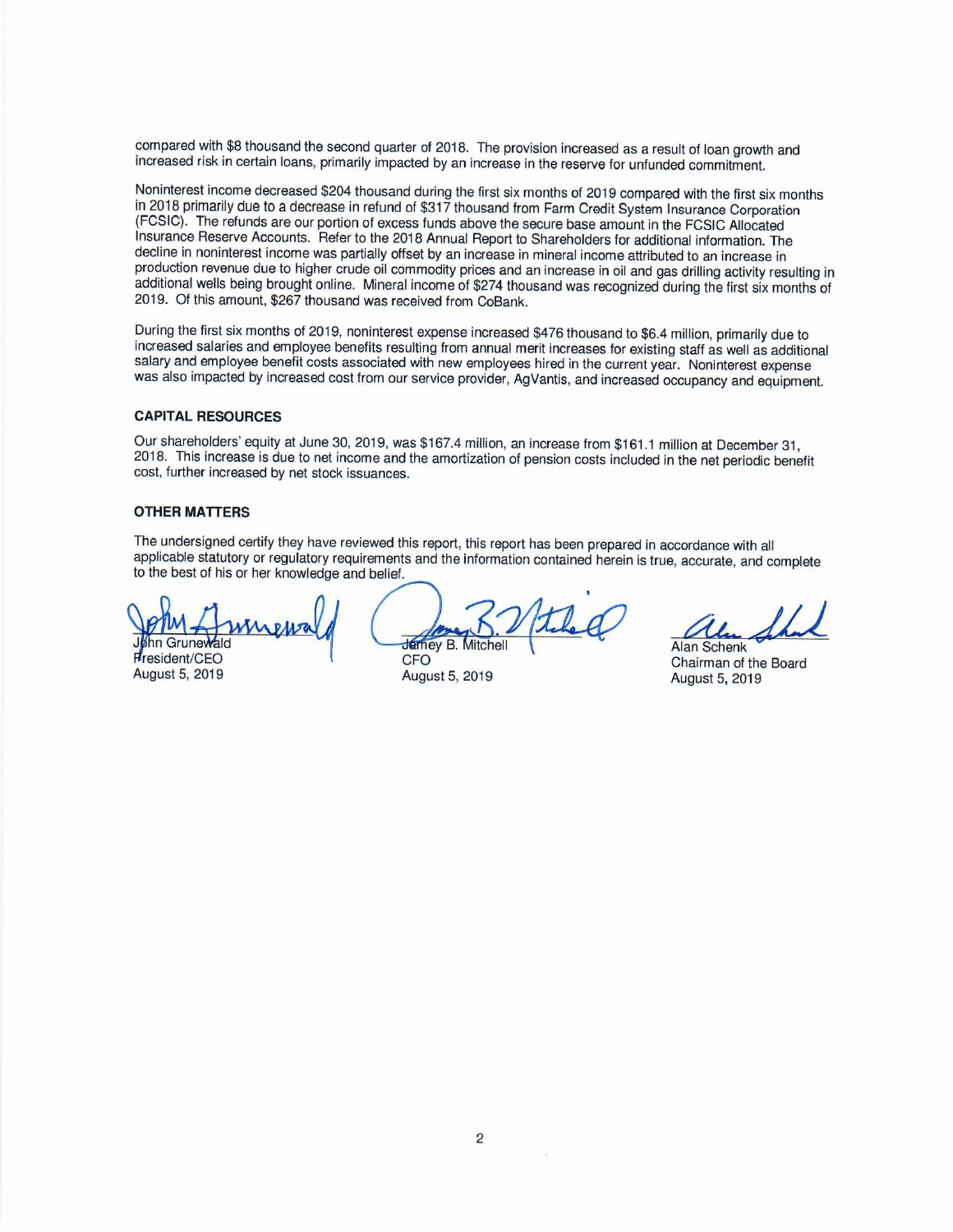compared with $8 thousand the second quarter of 2018. The provision increased as a result of loan growth and increased risk in certain loans, primarily impacted by an increase in the reserve for unfunded commitment.

Noninterest income decreased $204 thousand during the first six months of 2019 compared with the first six months in 2018 primarily due to a decrease in refund of $317 thousand from Farm Credit System Insurance Corporation (FCSIC). The refunds are our portion of excess funds above the secure base amount in the FCSIC Allocated Insurance Reserve Accounts. Refer to the 2018 Annual Report to Shareholders for additional information. The decline in noninterest income was partially offset by an increase in mineral income attributed to an increase in production revenue due to higher crude oil commodity prices and an increase in oil and gas drilling activity resulting in additional wells being brought online. Mineral income of $274 thousand was recognized during the first six months of 2019. Of this amount, $267 thousand was received from CoBank.

During the first six months of 2019, noninterest expense increased $476 thousand to $6.4 million, primarily due to increased salaries and employee benefits resulting from annual merit increases for existing staff as well as additional salary and employee benefit costs associated with new employees hired in the current year. Noninterest expense was also impacted by increased cost from our service provider, AgVantis, and increased occupancy and equipment.

### CAPITAL RESOURCES

Our shareholders' equity at June 30, 2019, was $167.4 million, an increase from $161.1 million at December 31, 2018. This increase is due to net income and the amortization of pension costs included in the net periodic benefit cost, further increased by net stock issuances.

### OTHER MATTERS

The undersigned certify they have reviewed this report, this report has been prepared in accordance with all applicable statutory or regulatory requirements and the information contained herein is true, accurate, and complete to the best of his or her knowledge and belief.

John Grunewald
President/CEO
August 5, 2019

Jamey B. Mitchell
CFO
August 5, 2019

Alan Schenk
Chairman of the Board
August 5, 2019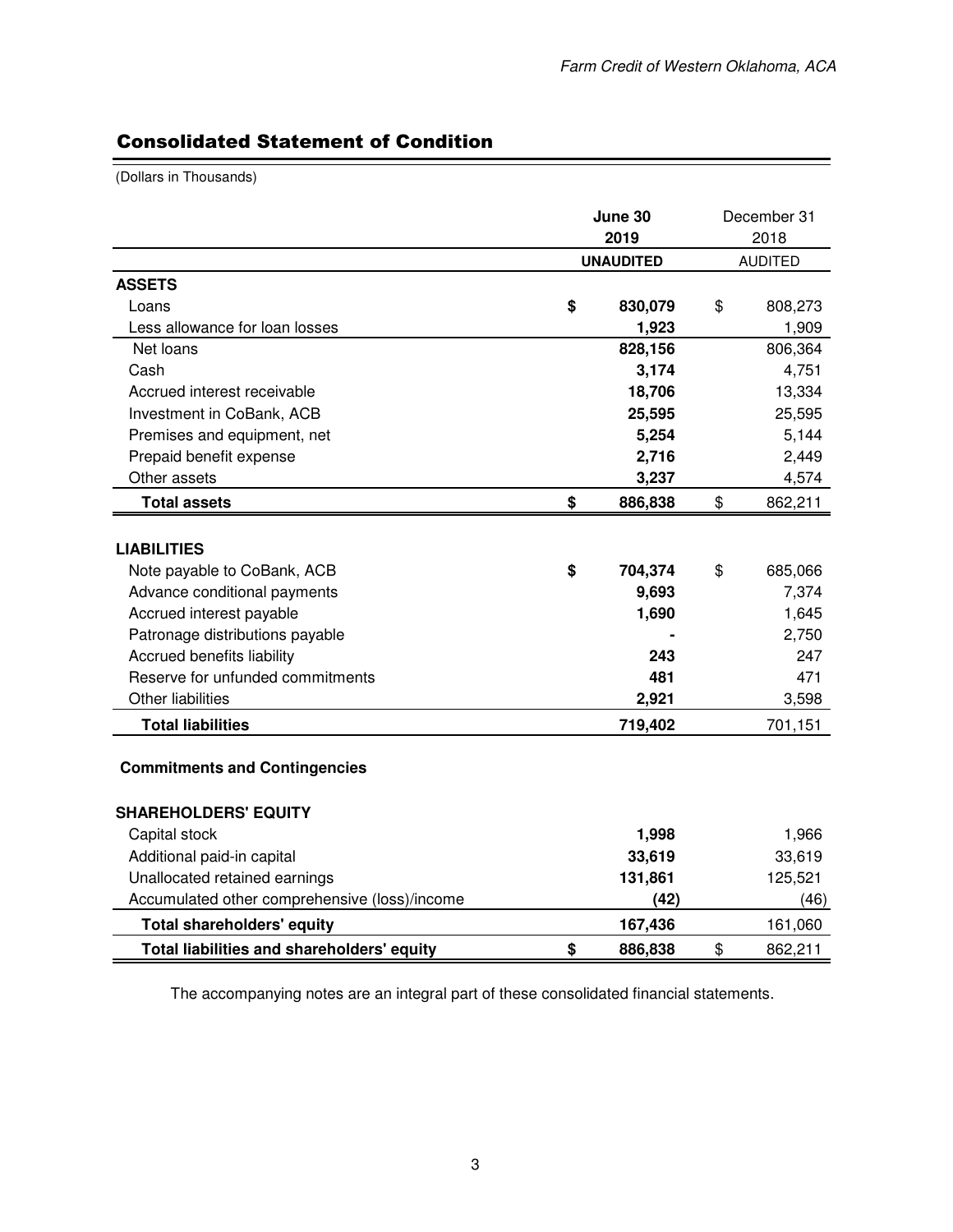## Consolidated Statement of Condition

(Dollars in Thousands)

| | June 30 2019 | December 31 2018 |
|---|---|---|
| | **UNAUDITED** | AUDITED |
| **ASSETS** | | |
| Loans | **$ 830,079** | $ 808,273 |
| Less allowance for loan losses | **1,923** | 1,909 |
| Net loans | **828,156** | 806,364 |
| Cash | **3,174** | 4,751 |
| Accrued interest receivable | **18,706** | 13,334 |
| Investment in CoBank, ACB | **25,595** | 25,595 |
| Premises and equipment, net | **5,254** | 5,144 |
| Prepaid benefit expense | **2,716** | 2,449 |
| Other assets | **3,237** | 4,574 |
| **Total assets** | **$ 886,838** | $ 862,211 |
| **LIABILITIES** | | |
| Note payable to CoBank, ACB | **$ 704,374** | $ 685,066 |
| Advance conditional payments | **9,693** | 7,374 |
| Accrued interest payable | **1,690** | 1,645 |
| Patronage distributions payable | **-** | 2,750 |
| Accrued benefits liability | **243** | 247 |
| Reserve for unfunded commitments | **481** | 471 |
| Other liabilities | **2,921** | 3,598 |
| **Total liabilities** | **719,402** | 701,151 |
| **Commitments and Contingencies** | | |
| **SHAREHOLDERS' EQUITY** | | |
| Capital stock | **1,998** | 1,966 |
| Additional paid-in capital | **33,619** | 33,619 |
| Unallocated retained earnings | **131,861** | 125,521 |
| Accumulated other comprehensive (loss)/income | **(42)** | (46) |
| **Total shareholders' equity** | **167,436** | 161,060 |
| **Total liabilities and shareholders' equity** | **$ 886,838** | $ 862,211 |

The accompanying notes are an integral part of these consolidated financial statements.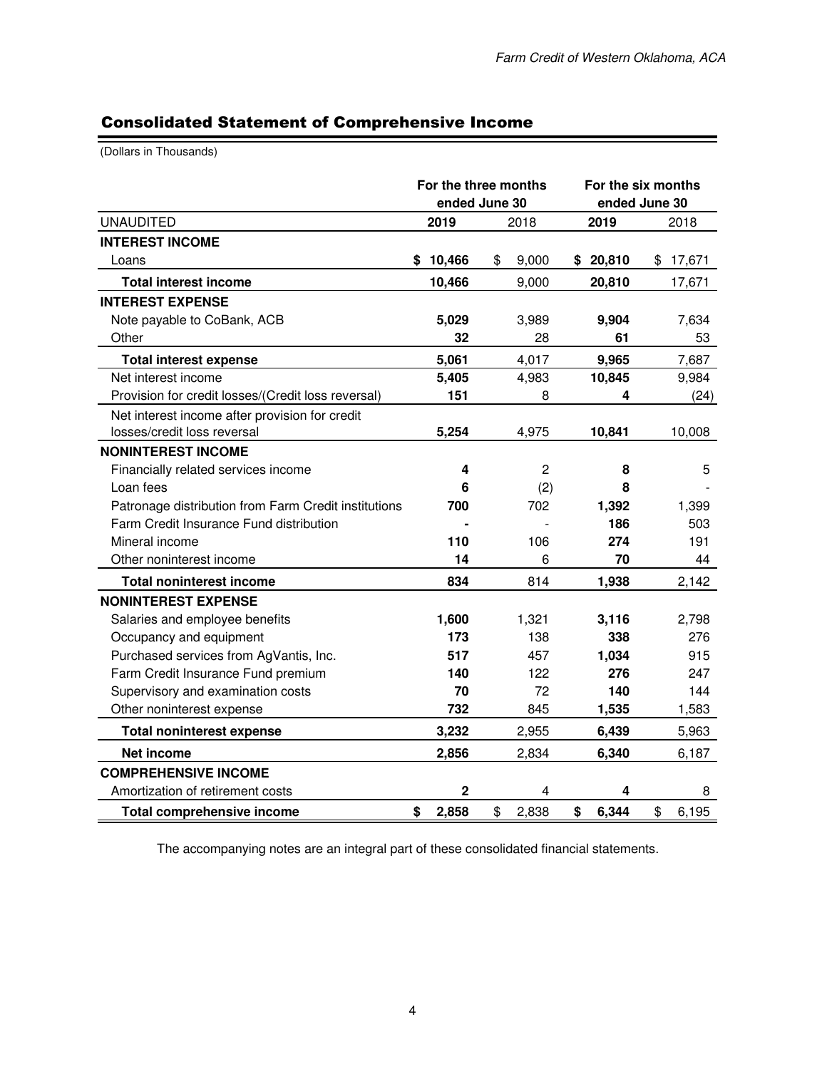## Consolidated Statement of Comprehensive Income

(Dollars in Thousands)

| | For the three months ended June 30 | | For the six months ended June 30 | |
|---|---|---|---|---|
| UNAUDITED | **2019** | 2018 | **2019** | 2018 |
| **INTEREST INCOME** | | | | |
| Loans | **$ 10,466** | $ 9,000 | **$ 20,810** | $ 17,671 |
| **Total interest income** | **10,466** | 9,000 | **20,810** | 17,671 |
| **INTEREST EXPENSE** | | | | |
| Note payable to CoBank, ACB | **5,029** | 3,989 | **9,904** | 7,634 |
| Other | **32** | 28 | **61** | 53 |
| **Total interest expense** | **5,061** | 4,017 | **9,965** | 7,687 |
| Net interest income | **5,405** | 4,983 | **10,845** | 9,984 |
| Provision for credit losses/(Credit loss reversal) | **151** | 8 | **4** | (24) |
| Net interest income after provision for credit losses/credit loss reversal | **5,254** | 4,975 | **10,841** | 10,008 |
| **NONINTEREST INCOME** | | | | |
| Financially related services income | **4** | 2 | **8** | 5 |
| Loan fees | **6** | (2) | **8** | - |
| Patronage distribution from Farm Credit institutions | **700** | 702 | **1,392** | 1,399 |
| Farm Credit Insurance Fund distribution | **-** | - | **186** | 503 |
| Mineral income | **110** | 106 | **274** | 191 |
| Other noninterest income | **14** | 6 | **70** | 44 |
| **Total noninterest income** | **834** | 814 | **1,938** | 2,142 |
| **NONINTEREST EXPENSE** | | | | |
| Salaries and employee benefits | **1,600** | 1,321 | **3,116** | 2,798 |
| Occupancy and equipment | **173** | 138 | **338** | 276 |
| Purchased services from AgVantis, Inc. | **517** | 457 | **1,034** | 915 |
| Farm Credit Insurance Fund premium | **140** | 122 | **276** | 247 |
| Supervisory and examination costs | **70** | 72 | **140** | 144 |
| Other noninterest expense | **732** | 845 | **1,535** | 1,583 |
| **Total noninterest expense** | **3,232** | 2,955 | **6,439** | 5,963 |
| **Net income** | **2,856** | 2,834 | **6,340** | 6,187 |
| **COMPREHENSIVE INCOME** | | | | |
| Amortization of retirement costs | **2** | 4 | **4** | 8 |
| **Total comprehensive income** | **$ 2,858** | $ 2,838 | **$ 6,344** | $ 6,195 |

The accompanying notes are an integral part of these consolidated financial statements.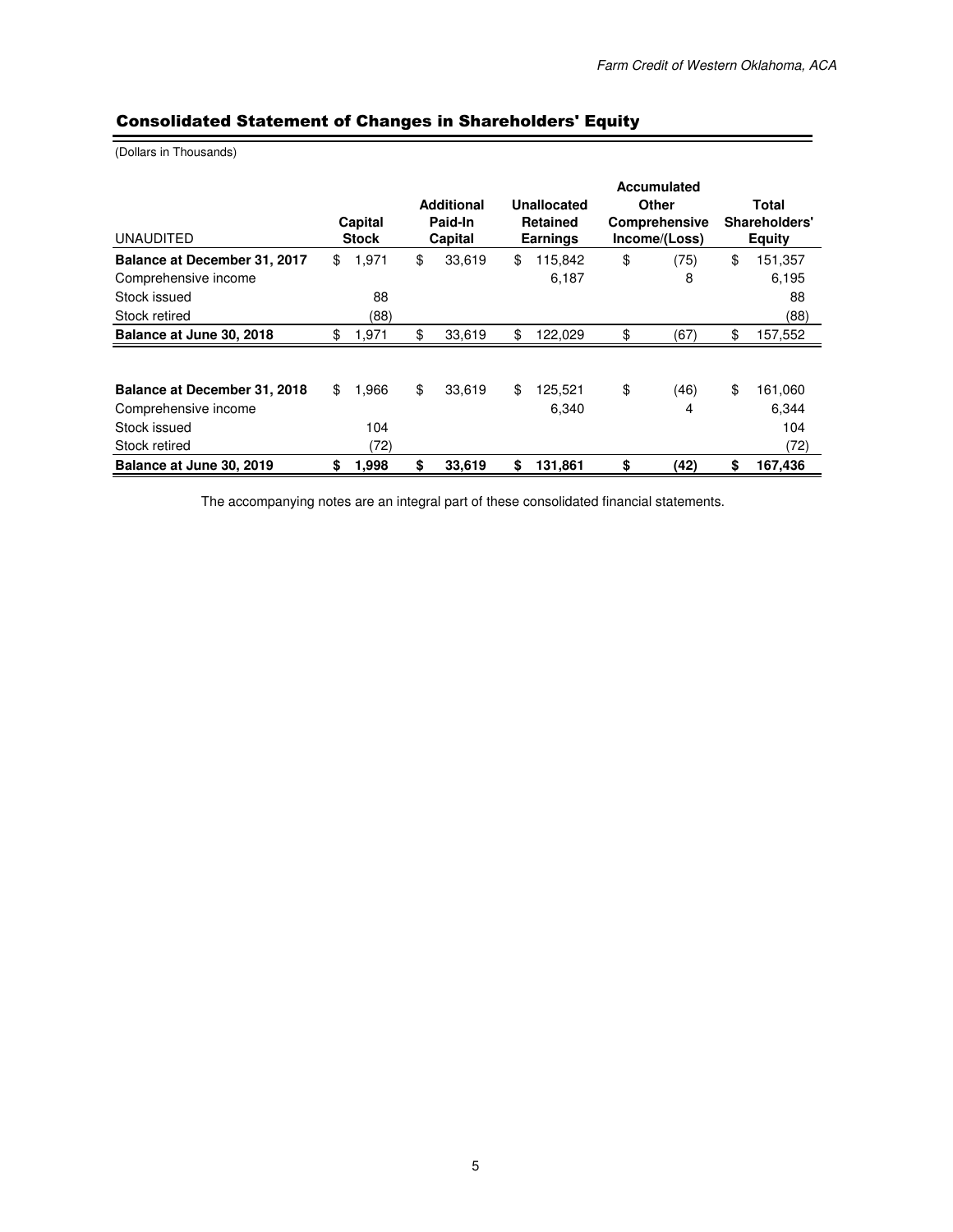## Consolidated Statement of Changes in Shareholders' Equity

(Dollars in Thousands)

| UNAUDITED | Capital Stock | Additional Paid-In Capital | Unallocated Retained Earnings | Accumulated Other Comprehensive Income/(Loss) | Total Shareholders' Equity |
|---|---|---|---|---|---|
| **Balance at December 31, 2017** | $ 1,971 | $ 33,619 | $ 115,842 | $ (75) | $ 151,357 |
| Comprehensive income | | | 6,187 | 8 | 6,195 |
| Stock issued | 88 | | | | 88 |
| Stock retired | (88) | | | | (88) |
| **Balance at June 30, 2018** | $ 1,971 | $ 33,619 | $ 122,029 | $ (67) | $ 157,552 |
| | | | | | |
| **Balance at December 31, 2018** | $ 1,966 | $ 33,619 | $ 125,521 | $ (46) | $ 161,060 |
| Comprehensive income | | | 6,340 | 4 | 6,344 |
| Stock issued | 104 | | | | 104 |
| Stock retired | (72) | | | | (72) |
| **Balance at June 30, 2019** | **$ 1,998** | **$ 33,619** | **$ 131,861** | **$ (42)** | **$ 167,436** |

The accompanying notes are an integral part of these consolidated financial statements.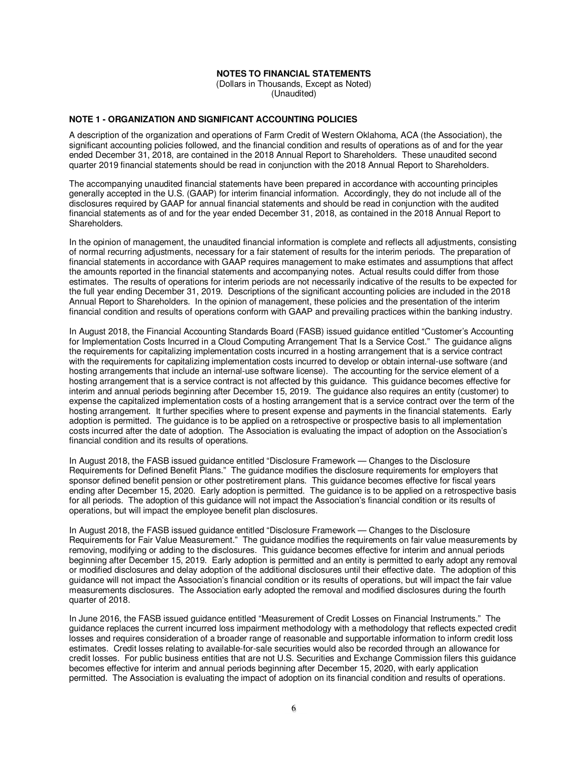**NOTES TO FINANCIAL STATEMENTS**
(Dollars in Thousands, Except as Noted)
(Unaudited)

**NOTE 1 - ORGANIZATION AND SIGNIFICANT ACCOUNTING POLICIES**

A description of the organization and operations of Farm Credit of Western Oklahoma, ACA (the Association), the significant accounting policies followed, and the financial condition and results of operations as of and for the year ended December 31, 2018, are contained in the 2018 Annual Report to Shareholders. These unaudited second quarter 2019 financial statements should be read in conjunction with the 2018 Annual Report to Shareholders.

The accompanying unaudited financial statements have been prepared in accordance with accounting principles generally accepted in the U.S. (GAAP) for interim financial information. Accordingly, they do not include all of the disclosures required by GAAP for annual financial statements and should be read in conjunction with the audited financial statements as of and for the year ended December 31, 2018, as contained in the 2018 Annual Report to Shareholders.

In the opinion of management, the unaudited financial information is complete and reflects all adjustments, consisting of normal recurring adjustments, necessary for a fair statement of results for the interim periods. The preparation of financial statements in accordance with GAAP requires management to make estimates and assumptions that affect the amounts reported in the financial statements and accompanying notes. Actual results could differ from those estimates. The results of operations for interim periods are not necessarily indicative of the results to be expected for the full year ending December 31, 2019. Descriptions of the significant accounting policies are included in the 2018 Annual Report to Shareholders. In the opinion of management, these policies and the presentation of the interim financial condition and results of operations conform with GAAP and prevailing practices within the banking industry.

In August 2018, the Financial Accounting Standards Board (FASB) issued guidance entitled "Customer's Accounting for Implementation Costs Incurred in a Cloud Computing Arrangement That Is a Service Cost." The guidance aligns the requirements for capitalizing implementation costs incurred in a hosting arrangement that is a service contract with the requirements for capitalizing implementation costs incurred to develop or obtain internal-use software (and hosting arrangements that include an internal-use software license). The accounting for the service element of a hosting arrangement that is a service contract is not affected by this guidance. This guidance becomes effective for interim and annual periods beginning after December 15, 2019. The guidance also requires an entity (customer) to expense the capitalized implementation costs of a hosting arrangement that is a service contract over the term of the hosting arrangement. It further specifies where to present expense and payments in the financial statements. Early adoption is permitted. The guidance is to be applied on a retrospective or prospective basis to all implementation costs incurred after the date of adoption. The Association is evaluating the impact of adoption on the Association's financial condition and its results of operations.

In August 2018, the FASB issued guidance entitled "Disclosure Framework — Changes to the Disclosure Requirements for Defined Benefit Plans." The guidance modifies the disclosure requirements for employers that sponsor defined benefit pension or other postretirement plans. This guidance becomes effective for fiscal years ending after December 15, 2020. Early adoption is permitted. The guidance is to be applied on a retrospective basis for all periods. The adoption of this guidance will not impact the Association's financial condition or its results of operations, but will impact the employee benefit plan disclosures.

In August 2018, the FASB issued guidance entitled "Disclosure Framework — Changes to the Disclosure Requirements for Fair Value Measurement." The guidance modifies the requirements on fair value measurements by removing, modifying or adding to the disclosures. This guidance becomes effective for interim and annual periods beginning after December 15, 2019. Early adoption is permitted and an entity is permitted to early adopt any removal or modified disclosures and delay adoption of the additional disclosures until their effective date. The adoption of this guidance will not impact the Association's financial condition or its results of operations, but will impact the fair value measurements disclosures. The Association early adopted the removal and modified disclosures during the fourth quarter of 2018.

In June 2016, the FASB issued guidance entitled "Measurement of Credit Losses on Financial Instruments." The guidance replaces the current incurred loss impairment methodology with a methodology that reflects expected credit losses and requires consideration of a broader range of reasonable and supportable information to inform credit loss estimates. Credit losses relating to available-for-sale securities would also be recorded through an allowance for credit losses. For public business entities that are not U.S. Securities and Exchange Commission filers this guidance becomes effective for interim and annual periods beginning after December 15, 2020, with early application permitted. The Association is evaluating the impact of adoption on its financial condition and results of operations.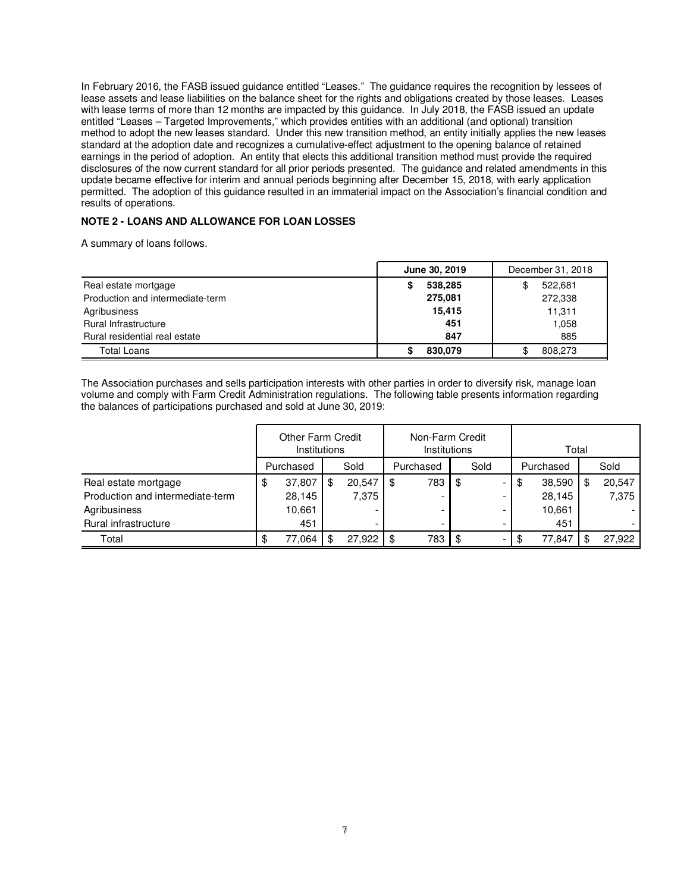In February 2016, the FASB issued guidance entitled "Leases." The guidance requires the recognition by lessees of lease assets and lease liabilities on the balance sheet for the rights and obligations created by those leases. Leases with lease terms of more than 12 months are impacted by this guidance. In July 2018, the FASB issued an update entitled "Leases – Targeted Improvements," which provides entities with an additional (and optional) transition method to adopt the new leases standard. Under this new transition method, an entity initially applies the new leases standard at the adoption date and recognizes a cumulative-effect adjustment to the opening balance of retained earnings in the period of adoption. An entity that elects this additional transition method must provide the required disclosures of the now current standard for all prior periods presented. The guidance and related amendments in this update became effective for interim and annual periods beginning after December 15, 2018, with early application permitted. The adoption of this guidance resulted in an immaterial impact on the Association's financial condition and results of operations.

**NOTE 2 - LOANS AND ALLOWANCE FOR LOAN LOSSES**

A summary of loans follows.

| | **June 30, 2019** | December 31, 2018 |
|---|---|---|
| Real estate mortgage | **$ 538,285** | $ 522,681 |
| Production and intermediate-term | **275,081** | 272,338 |
| Agribusiness | **15,415** | 11,311 |
| Rural Infrastructure | **451** | 1,058 |
| Rural residential real estate | **847** | 885 |
| Total Loans | **$ 830,079** | $ 808,273 |

The Association purchases and sells participation interests with other parties in order to diversify risk, manage loan volume and comply with Farm Credit Administration regulations. The following table presents information regarding the balances of participations purchased and sold at June 30, 2019:

| | Other Farm Credit Institutions | | Non-Farm Credit Institutions | | Total | |
|---|---|---|---|---|---|---|
| | Purchased | Sold | Purchased | Sold | Purchased | Sold |
| Real estate mortgage | $ 37,807 | $ 20,547 | $ 783 | $ - | $ 38,590 | $ 20,547 |
| Production and intermediate-term | 28,145 | 7,375 | - | - | 28,145 | 7,375 |
| Agribusiness | 10,661 | - | - | - | 10,661 | - |
| Rural infrastructure | 451 | - | - | - | 451 | - |
| Total | $ 77,064 | $ 27,922 | $ 783 | $ - | $ 77,847 | $ 27,922 |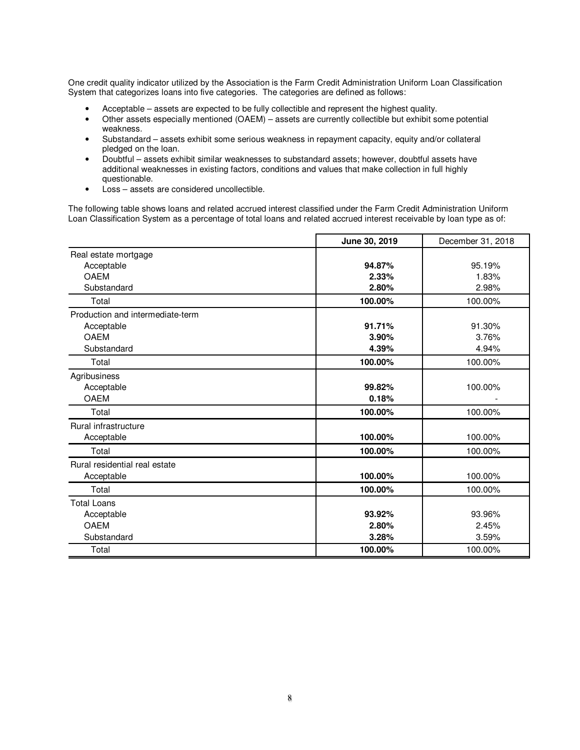One credit quality indicator utilized by the Association is the Farm Credit Administration Uniform Loan Classification System that categorizes loans into five categories. The categories are defined as follows:

- Acceptable – assets are expected to be fully collectible and represent the highest quality.
- Other assets especially mentioned (OAEM) – assets are currently collectible but exhibit some potential weakness.
- Substandard – assets exhibit some serious weakness in repayment capacity, equity and/or collateral pledged on the loan.
- Doubtful – assets exhibit similar weaknesses to substandard assets; however, doubtful assets have additional weaknesses in existing factors, conditions and values that make collection in full highly questionable.
- Loss – assets are considered uncollectible.

The following table shows loans and related accrued interest classified under the Farm Credit Administration Uniform Loan Classification System as a percentage of total loans and related accrued interest receivable by loan type as of:

| | **June 30, 2019** | December 31, 2018 |
|---|---|---|
| Real estate mortgage | | |
| Acceptable | **94.87%** | 95.19% |
| OAEM | **2.33%** | 1.83% |
| Substandard | **2.80%** | 2.98% |
| Total | **100.00%** | 100.00% |
| Production and intermediate-term | | |
| Acceptable | **91.71%** | 91.30% |
| OAEM | **3.90%** | 3.76% |
| Substandard | **4.39%** | 4.94% |
| Total | **100.00%** | 100.00% |
| Agribusiness | | |
| Acceptable | **99.82%** | 100.00% |
| OAEM | **0.18%** | - |
| Total | **100.00%** | 100.00% |
| Rural infrastructure | | |
| Acceptable | **100.00%** | 100.00% |
| Total | **100.00%** | 100.00% |
| Rural residential real estate | | |
| Acceptable | **100.00%** | 100.00% |
| Total | **100.00%** | 100.00% |
| Total Loans | | |
| Acceptable | **93.92%** | 93.96% |
| OAEM | **2.80%** | 2.45% |
| Substandard | **3.28%** | 3.59% |
| Total | **100.00%** | 100.00% |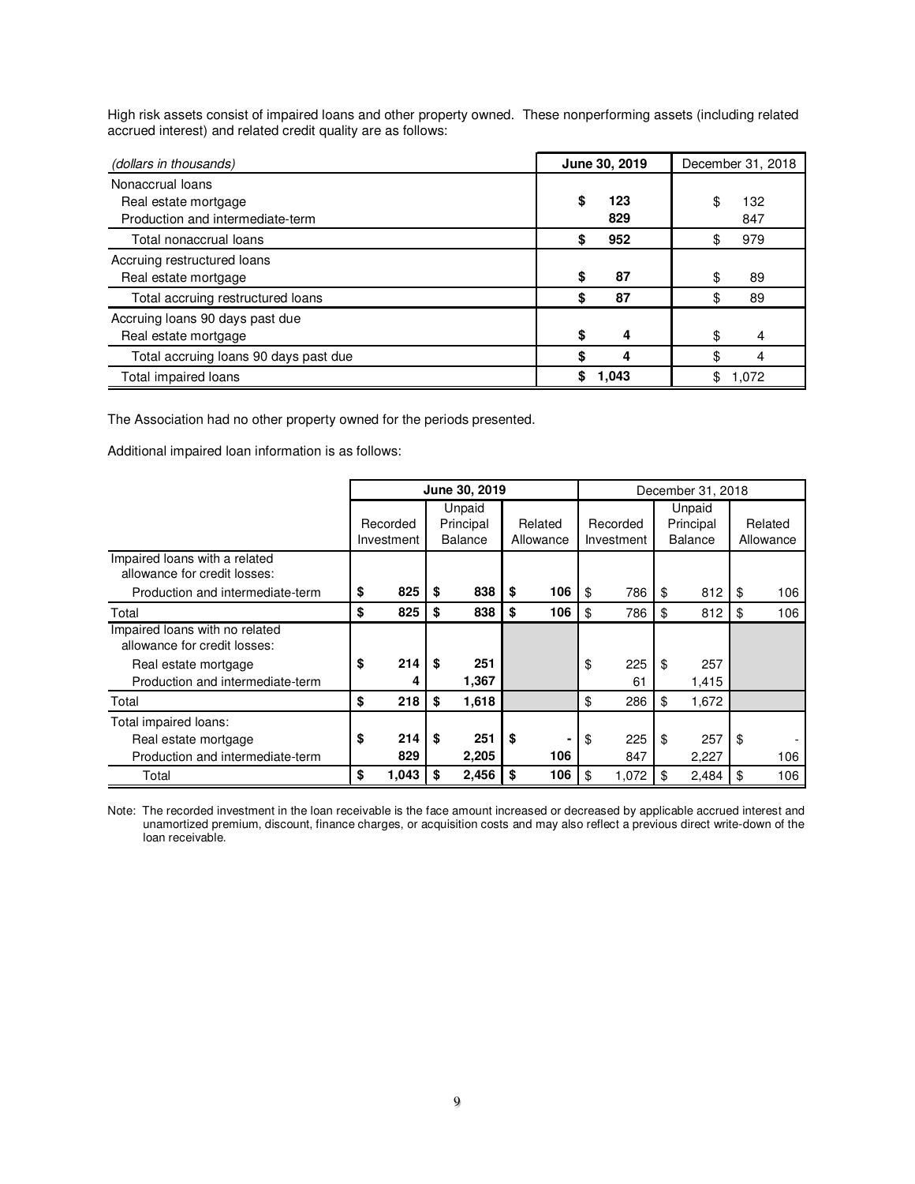High risk assets consist of impaired loans and other property owned. These nonperforming assets (including related accrued interest) and related credit quality are as follows:

| *(dollars in thousands)* | June 30, 2019 | December 31, 2018 |
|---|---|---|
| Nonaccrual loans | | |
| Real estate mortgage | $ 123 | $ 132 |
| Production and intermediate-term | 829 | 847 |
| Total nonaccrual loans | $ 952 | $ 979 |
| Accruing restructured loans | | |
| Real estate mortgage | $ 87 | $ 89 |
| Total accruing restructured loans | $ 87 | $ 89 |
| Accruing loans 90 days past due | | |
| Real estate mortgage | $ 4 | $ 4 |
| Total accruing loans 90 days past due | $ 4 | $ 4 |
| Total impaired loans | $ 1,043 | $ 1,072 |

The Association had no other property owned for the periods presented.

Additional impaired loan information is as follows:

| | June 30, 2019 | | | December 31, 2018 | | |
|---|---|---|---|---|---|---|
| | Recorded Investment | Unpaid Principal Balance | Related Allowance | Recorded Investment | Unpaid Principal Balance | Related Allowance |
| Impaired loans with a related allowance for credit losses: | | | | | | |
| Production and intermediate-term | $ 825 | $ 838 | $ 106 | $ 786 | $ 812 | $ 106 |
| Total | $ 825 | $ 838 | $ 106 | $ 786 | $ 812 | $ 106 |
| Impaired loans with no related allowance for credit losses: | | | | | | |
| Real estate mortgage | $ 214 | $ 251 | | $ 225 | $ 257 | |
| Production and intermediate-term | 4 | 1,367 | | 61 | 1,415 | |
| Total | $ 218 | $ 1,618 | | $ 286 | $ 1,672 | |
| Total impaired loans: | | | | | | |
| Real estate mortgage | $ 214 | $ 251 | $ - | $ 225 | $ 257 | $ - |
| Production and intermediate-term | 829 | 2,205 | 106 | 847 | 2,227 | 106 |
| Total | $ 1,043 | $ 2,456 | $ 106 | $ 1,072 | $ 2,484 | $ 106 |

Note: The recorded investment in the loan receivable is the face amount increased or decreased by applicable accrued interest and unamortized premium, discount, finance charges, or acquisition costs and may also reflect a previous direct write-down of the loan receivable.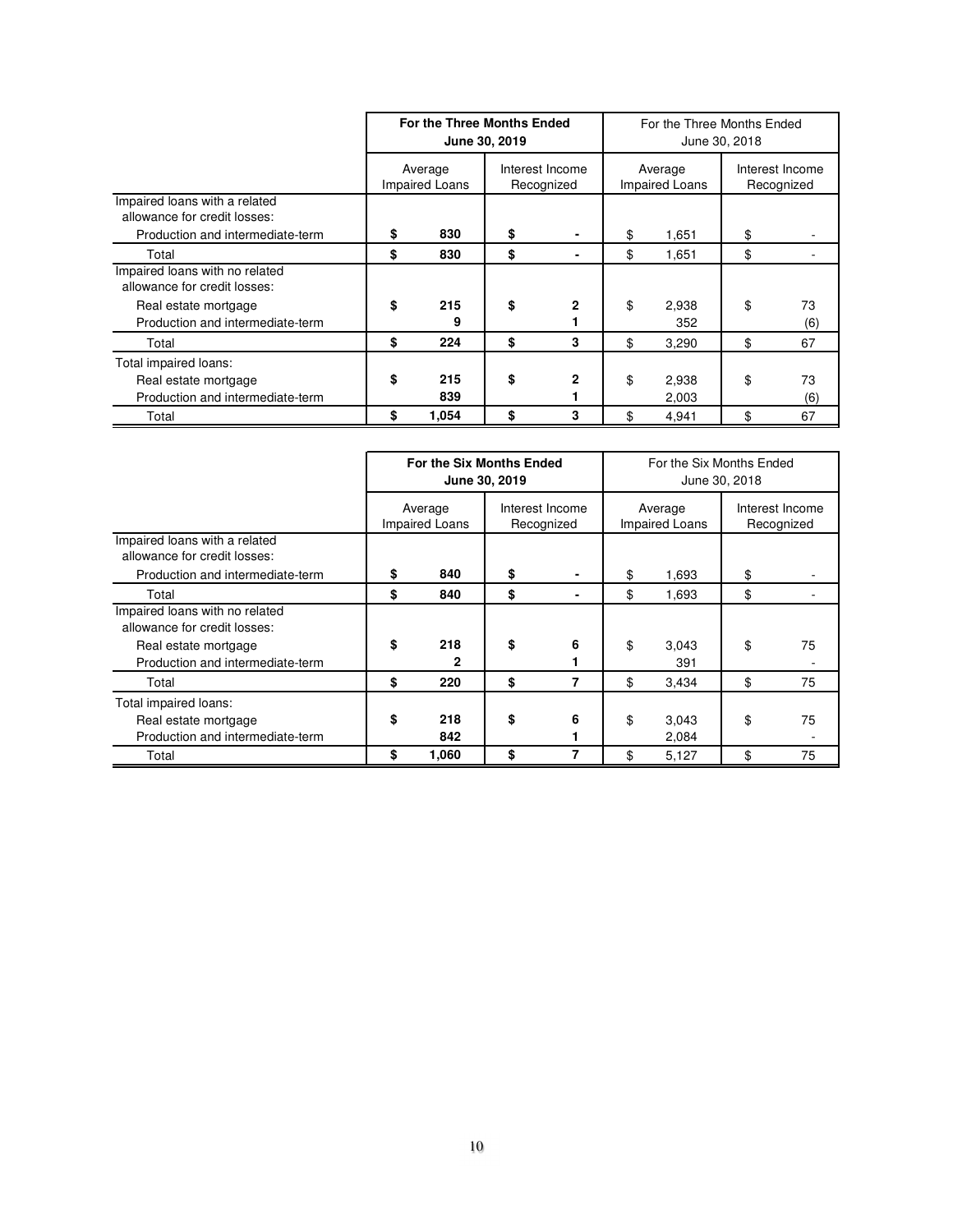| | For the Three Months Ended June 30, 2019 | | For the Three Months Ended June 30, 2018 | |
|---|---|---|---|---|
| | Average Impaired Loans | Interest Income Recognized | Average Impaired Loans | Interest Income Recognized |
| Impaired loans with a related allowance for credit losses: | | | | |
| Production and intermediate-term | $ 830 | $ - | $ 1,651 | $ - |
| Total | $ 830 | $ - | $ 1,651 | $ - |
| Impaired loans with no related allowance for credit losses: | | | | |
| Real estate mortgage | $ 215 | $ 2 | $ 2,938 | $ 73 |
| Production and intermediate-term | 9 | 1 | 352 | (6) |
| Total | $ 224 | $ 3 | $ 3,290 | $ 67 |
| Total impaired loans: | | | | |
| Real estate mortgage | $ 215 | $ 2 | $ 2,938 | $ 73 |
| Production and intermediate-term | 839 | 1 | 2,003 | (6) |
| Total | $ 1,054 | $ 3 | $ 4,941 | $ 67 |

| | For the Six Months Ended June 30, 2019 | | For the Six Months Ended June 30, 2018 | |
|---|---|---|---|---|
| | Average Impaired Loans | Interest Income Recognized | Average Impaired Loans | Interest Income Recognized |
| Impaired loans with a related allowance for credit losses: | | | | |
| Production and intermediate-term | $ 840 | $ - | $ 1,693 | $ - |
| Total | $ 840 | $ - | $ 1,693 | $ - |
| Impaired loans with no related allowance for credit losses: | | | | |
| Real estate mortgage | $ 218 | $ 6 | $ 3,043 | $ 75 |
| Production and intermediate-term | 2 | 1 | 391 | - |
| Total | $ 220 | $ 7 | $ 3,434 | $ 75 |
| Total impaired loans: | | | | |
| Real estate mortgage | $ 218 | $ 6 | $ 3,043 | $ 75 |
| Production and intermediate-term | 842 | 1 | 2,084 | - |
| Total | $ 1,060 | $ 7 | $ 5,127 | $ 75 |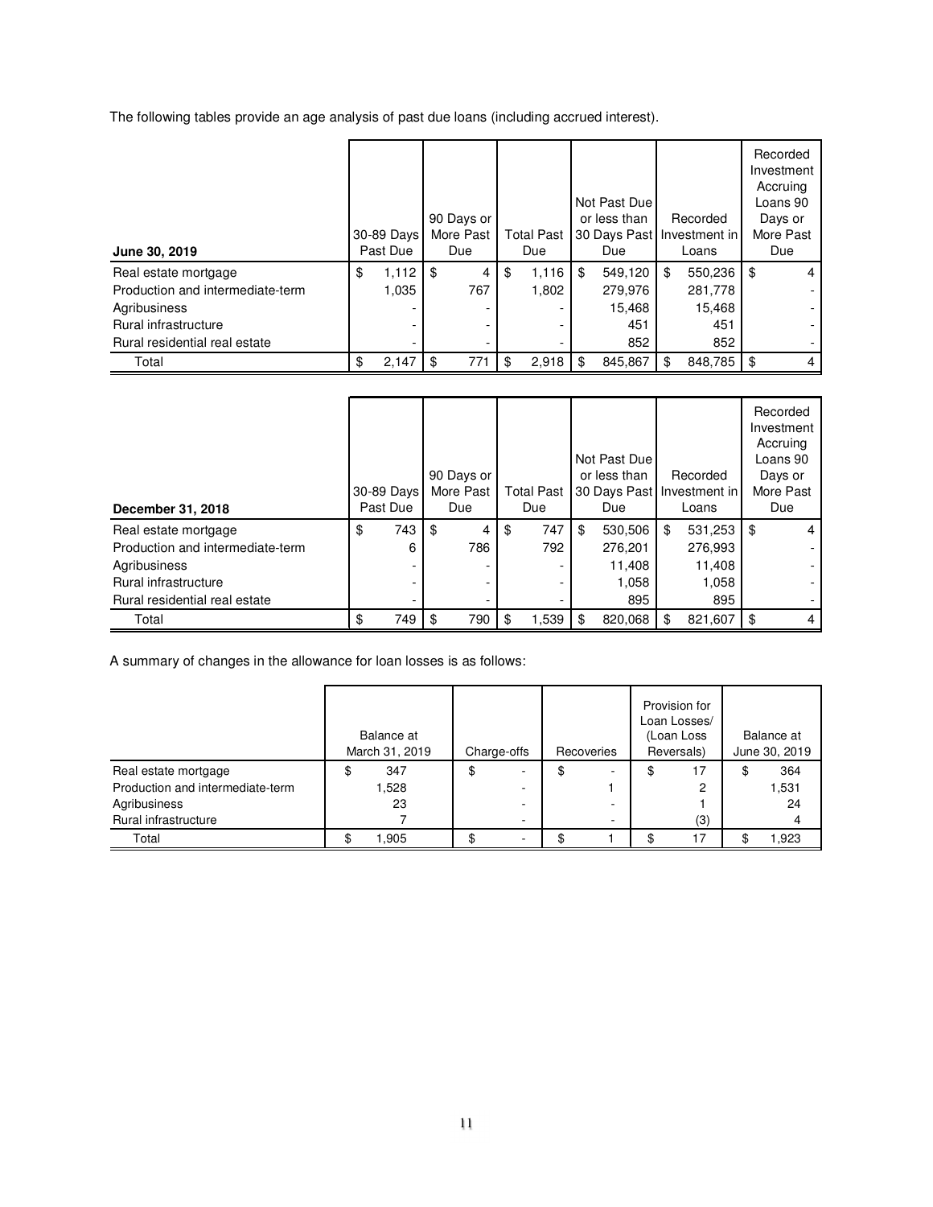The following tables provide an age analysis of past due loans (including accrued interest).

| June 30, 2019 | 30-89 Days Past Due | 90 Days or More Past Due | Total Past Due | Not Past Due or less than 30 Days Past Due | Recorded Investment in Loans | Recorded Investment Accruing Loans 90 Days or More Past Due |
|---|---|---|---|---|---|---|
| Real estate mortgage | $ 1,112 | $ 4 | $ 1,116 | $ 549,120 | $ 550,236 | $ 4 |
| Production and intermediate-term | 1,035 | 767 | 1,802 | 279,976 | 281,778 | - |
| Agribusiness | - | - | - | 15,468 | 15,468 | - |
| Rural infrastructure | - | - | - | 451 | 451 | - |
| Rural residential real estate | - | - | - | 852 | 852 | - |
| Total | $ 2,147 | $ 771 | $ 2,918 | $ 845,867 | $ 848,785 | $ 4 |

| December 31, 2018 | 30-89 Days Past Due | 90 Days or More Past Due | Total Past Due | Not Past Due or less than 30 Days Past Due | Recorded Investment in Loans | Recorded Investment Accruing Loans 90 Days or More Past Due |
|---|---|---|---|---|---|---|
| Real estate mortgage | $ 743 | $ 4 | $ 747 | $ 530,506 | $ 531,253 | $ 4 |
| Production and intermediate-term | 6 | 786 | 792 | 276,201 | 276,993 | - |
| Agribusiness | - | - | - | 11,408 | 11,408 | - |
| Rural infrastructure | - | - | - | 1,058 | 1,058 | - |
| Rural residential real estate | - | - | - | 895 | 895 | - |
| Total | $ 749 | $ 790 | $ 1,539 | $ 820,068 | $ 821,607 | $ 4 |

A summary of changes in the allowance for loan losses is as follows:

| | Balance at March 31, 2019 | Charge-offs | Recoveries | Provision for Loan Losses/ (Loan Loss Reversals) | Balance at June 30, 2019 |
|---|---|---|---|---|---|
| Real estate mortgage | $ 347 | $ - | $ - | $ 17 | $ 364 |
| Production and intermediate-term | 1,528 | - | 1 | 2 | 1,531 |
| Agribusiness | 23 | - | - | 1 | 24 |
| Rural infrastructure | 7 | - | - | (3) | 4 |
| Total | $ 1,905 | $ - | $ 1 | $ 17 | $ 1,923 |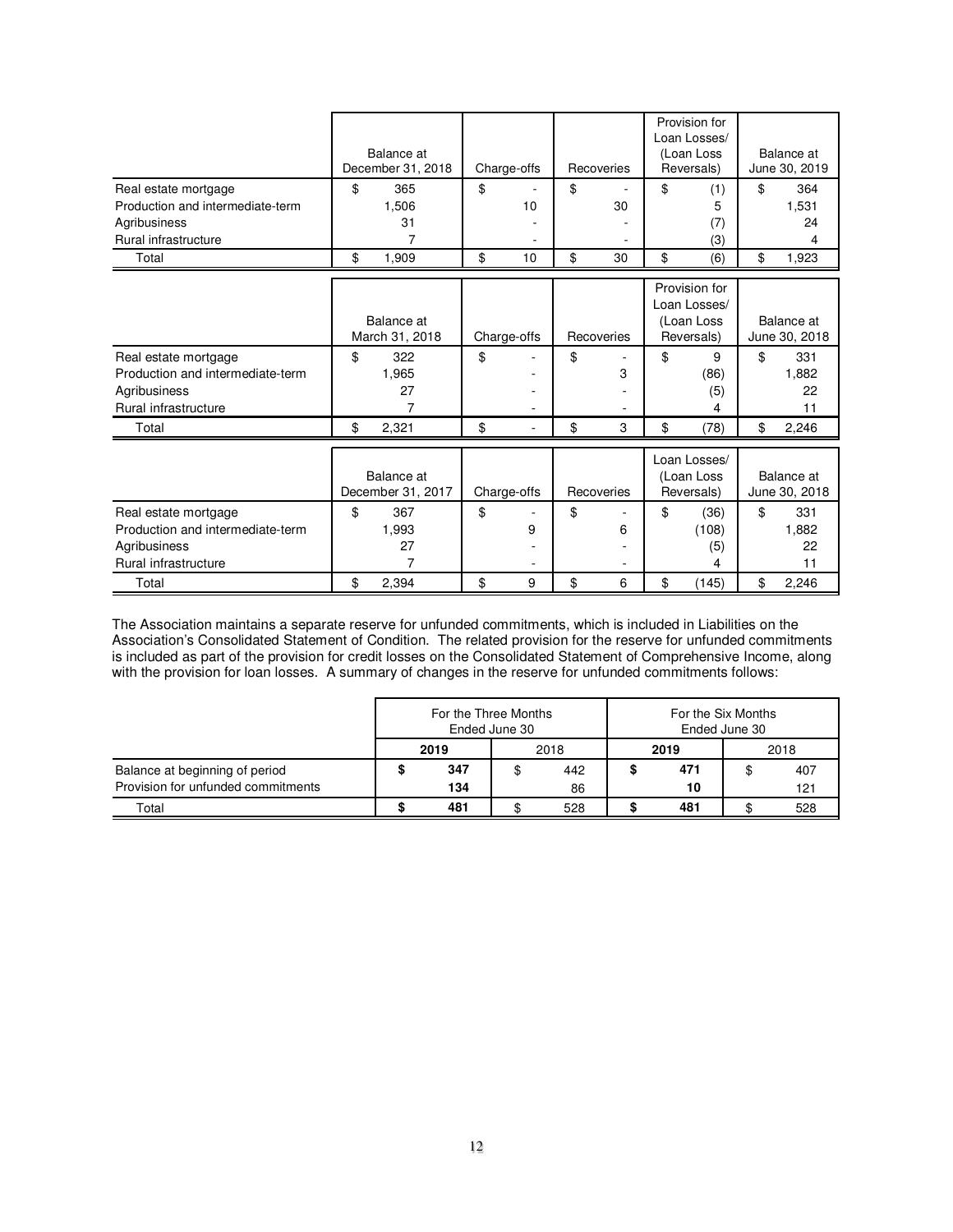| | Balance at December 31, 2018 | Charge-offs | Recoveries | Provision for Loan Losses/ (Loan Loss Reversals) | Balance at June 30, 2019 |
|---|---|---|---|---|---|
| Real estate mortgage | $ 365 | $ - | $ - | $ (1) | $ 364 |
| Production and intermediate-term | 1,506 | 10 | 30 | 5 | 1,531 |
| Agribusiness | 31 | - | - | (7) | 24 |
| Rural infrastructure | 7 | - | - | (3) | 4 |
| Total | $ 1,909 | $ 10 | $ 30 | $ (6) | $ 1,923 |

| | Balance at March 31, 2018 | Charge-offs | Recoveries | Provision for Loan Losses/ (Loan Loss Reversals) | Balance at June 30, 2018 |
|---|---|---|---|---|---|
| Real estate mortgage | $ 322 | $ - | $ - | $ 9 | $ 331 |
| Production and intermediate-term | 1,965 | - | 3 | (86) | 1,882 |
| Agribusiness | 27 | - | - | (5) | 22 |
| Rural infrastructure | 7 | - | - | 4 | 11 |
| Total | $ 2,321 | $ - | $ 3 | $ (78) | $ 2,246 |

| | Balance at December 31, 2017 | Charge-offs | Recoveries | Loan Losses/ (Loan Loss Reversals) | Balance at June 30, 2018 |
|---|---|---|---|---|---|
| Real estate mortgage | $ 367 | $ - | $ - | $ (36) | $ 331 |
| Production and intermediate-term | 1,993 | 9 | 6 | (108) | 1,882 |
| Agribusiness | 27 | - | - | (5) | 22 |
| Rural infrastructure | 7 | - | - | 4 | 11 |
| Total | $ 2,394 | $ 9 | $ 6 | $ (145) | $ 2,246 |

The Association maintains a separate reserve for unfunded commitments, which is included in Liabilities on the Association's Consolidated Statement of Condition. The related provision for the reserve for unfunded commitments is included as part of the provision for credit losses on the Consolidated Statement of Comprehensive Income, along with the provision for loan losses. A summary of changes in the reserve for unfunded commitments follows:

| | For the Three Months Ended June 30 | | For the Six Months Ended June 30 | |
|---|---|---|---|---|
| | **2019** | 2018 | **2019** | 2018 |
| Balance at beginning of period | **$ 347** | $ 442 | **$ 471** | $ 407 |
| Provision for unfunded commitments | **134** | 86 | **10** | 121 |
| Total | **$ 481** | $ 528 | **$ 481** | $ 528 |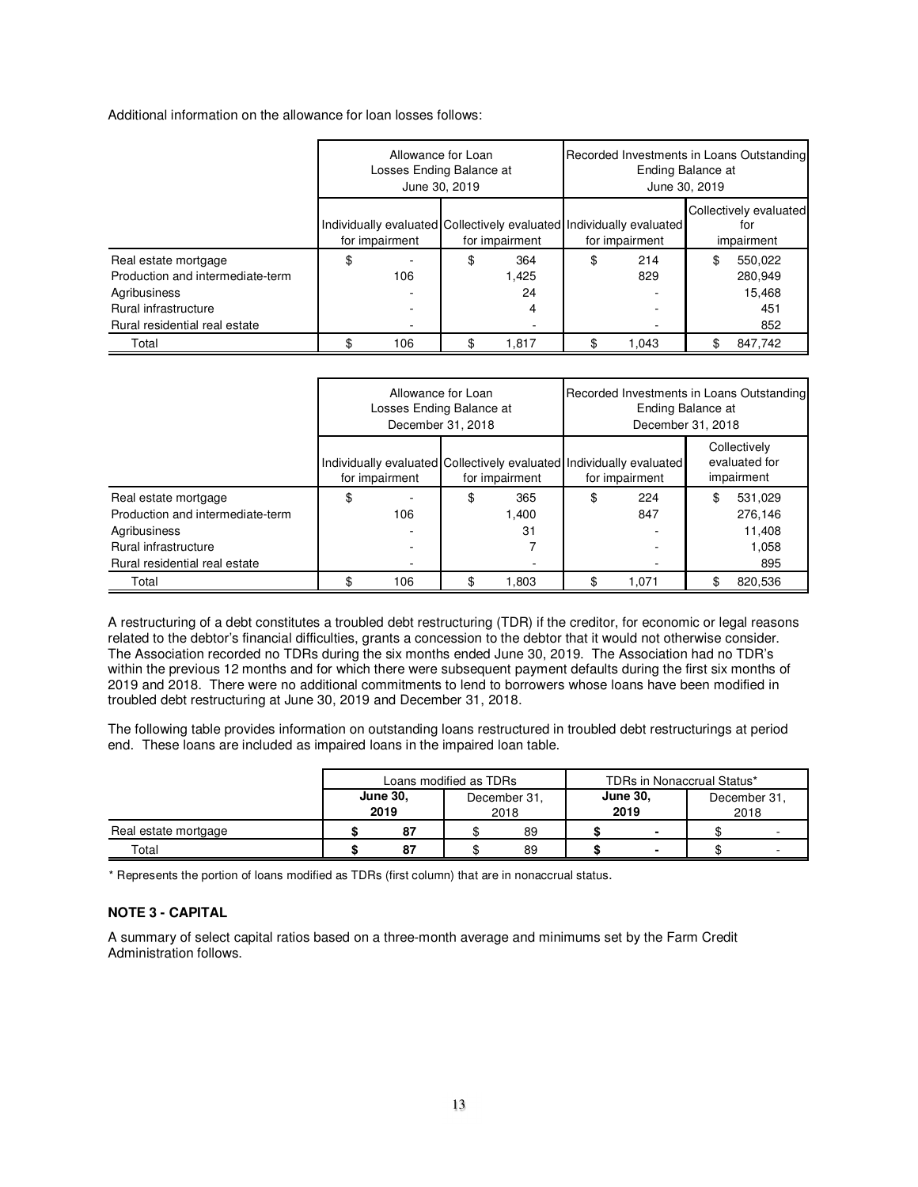Additional information on the allowance for loan losses follows:

| | Allowance for Loan Losses Ending Balance at June 30, 2019 | | Recorded Investments in Loans Outstanding Ending Balance at June 30, 2019 | |
|---|---|---|---|---|
| | Individually evaluated for impairment | Collectively evaluated for impairment | Individually evaluated for impairment | Collectively evaluated for impairment |
| Real estate mortgage | $ - | $ 364 | $ 214 | $ 550,022 |
| Production and intermediate-term | 106 | 1,425 | 829 | 280,949 |
| Agribusiness | - | 24 | - | 15,468 |
| Rural infrastructure | - | 4 | - | 451 |
| Rural residential real estate | - | - | - | 852 |
| Total | $ 106 | $ 1,817 | $ 1,043 | $ 847,742 |

| | Allowance for Loan Losses Ending Balance at December 31, 2018 | | Recorded Investments in Loans Outstanding Ending Balance at December 31, 2018 | |
|---|---|---|---|---|
| | Individually evaluated for impairment | Collectively evaluated for impairment | Individually evaluated for impairment | Collectively evaluated for impairment |
| Real estate mortgage | $ - | $ 365 | $ 224 | $ 531,029 |
| Production and intermediate-term | 106 | 1,400 | 847 | 276,146 |
| Agribusiness | - | 31 | - | 11,408 |
| Rural infrastructure | - | 7 | - | 1,058 |
| Rural residential real estate | - | - | - | 895 |
| Total | $ 106 | $ 1,803 | $ 1,071 | $ 820,536 |

A restructuring of a debt constitutes a troubled debt restructuring (TDR) if the creditor, for economic or legal reasons related to the debtor's financial difficulties, grants a concession to the debtor that it would not otherwise consider. The Association recorded no TDRs during the six months ended June 30, 2019. The Association had no TDR's within the previous 12 months and for which there were subsequent payment defaults during the first six months of 2019 and 2018. There were no additional commitments to lend to borrowers whose loans have been modified in troubled debt restructuring at June 30, 2019 and December 31, 2018.

The following table provides information on outstanding loans restructured in troubled debt restructurings at period end. These loans are included as impaired loans in the impaired loan table.

| | Loans modified as TDRs | | TDRs in Nonaccrual Status* | |
|---|---|---|---|---|
| | **June 30, 2019** | December 31, 2018 | **June 30, 2019** | December 31, 2018 |
| Real estate mortgage | **$ 87** | $ 89 | **$ -** | $ - |
| Total | **$ 87** | $ 89 | **$ -** | $ - |

\* Represents the portion of loans modified as TDRs (first column) that are in nonaccrual status.

## NOTE 3 - CAPITAL

A summary of select capital ratios based on a three-month average and minimums set by the Farm Credit Administration follows.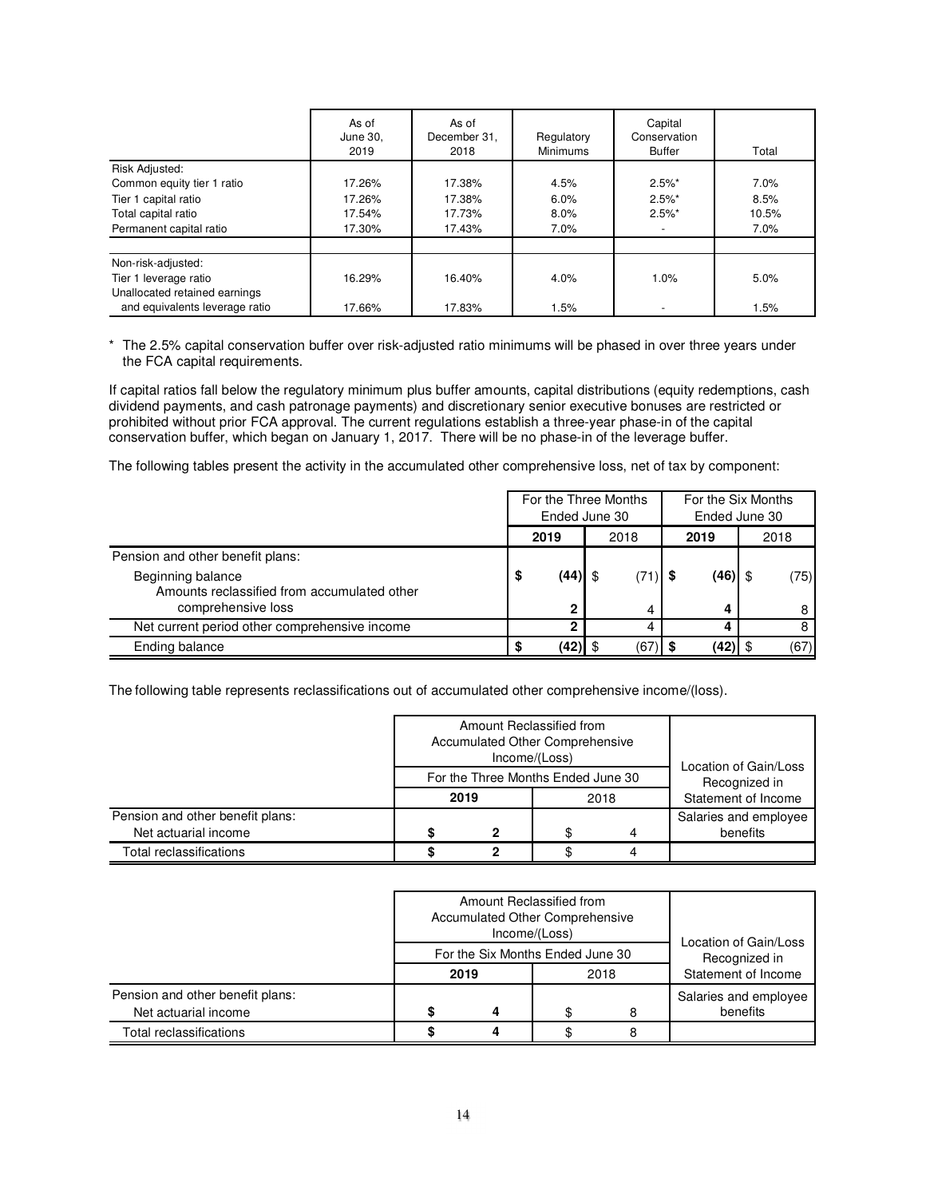| | As of June 30, 2019 | As of December 31, 2018 | Regulatory Minimums | Capital Conservation Buffer | Total |
|---|---|---|---|---|---|
| Risk Adjusted: | | | | | |
| Common equity tier 1 ratio | 17.26% | 17.38% | 4.5% | 2.5%* | 7.0% |
| Tier 1 capital ratio | 17.26% | 17.38% | 6.0% | 2.5%* | 8.5% |
| Total capital ratio | 17.54% | 17.73% | 8.0% | 2.5%* | 10.5% |
| Permanent capital ratio | 17.30% | 17.43% | 7.0% | - | 7.0% |
| | | | | | |
| Non-risk-adjusted: | | | | | |
| Tier 1 leverage ratio | 16.29% | 16.40% | 4.0% | 1.0% | 5.0% |
| Unallocated retained earnings and equivalents leverage ratio | 17.66% | 17.83% | 1.5% | - | 1.5% |

\* The 2.5% capital conservation buffer over risk-adjusted ratio minimums will be phased in over three years under the FCA capital requirements.

If capital ratios fall below the regulatory minimum plus buffer amounts, capital distributions (equity redemptions, cash dividend payments, and cash patronage payments) and discretionary senior executive bonuses are restricted or prohibited without prior FCA approval. The current regulations establish a three-year phase-in of the capital conservation buffer, which began on January 1, 2017. There will be no phase-in of the leverage buffer.

The following tables present the activity in the accumulated other comprehensive loss, net of tax by component:

| | For the Three Months Ended June 30 | | For the Six Months Ended June 30 | |
|---|---|---|---|---|
| | **2019** | 2018 | **2019** | 2018 |
| Pension and other benefit plans: | | | | |
| Beginning balance | **$ (44)** | $ (71) | **$ (46)** | $ (75) |
| Amounts reclassified from accumulated other comprehensive loss | **2** | 4 | **4** | 8 |
| Net current period other comprehensive income | **2** | 4 | **4** | 8 |
| Ending balance | **$ (42)** | $ (67) | **$ (42)** | $ (67) |

The following table represents reclassifications out of accumulated other comprehensive income/(loss).

| | Amount Reclassified from Accumulated Other Comprehensive Income/(Loss) For the Three Months Ended June 30 | | Location of Gain/Loss Recognized in Statement of Income |
|---|---|---|---|
| | **2019** | 2018 | |
| Pension and other benefit plans: | | | Salaries and employee benefits |
| Net actuarial income | **$ 2** | $ 4 | |
| Total reclassifications | **$ 2** | $ 4 | |

| | Amount Reclassified from Accumulated Other Comprehensive Income/(Loss) For the Six Months Ended June 30 | | Location of Gain/Loss Recognized in Statement of Income |
|---|---|---|---|
| | **2019** | 2018 | |
| Pension and other benefit plans: | | | Salaries and employee benefits |
| Net actuarial income | **$ 4** | $ 8 | |
| Total reclassifications | **$ 4** | $ 8 | |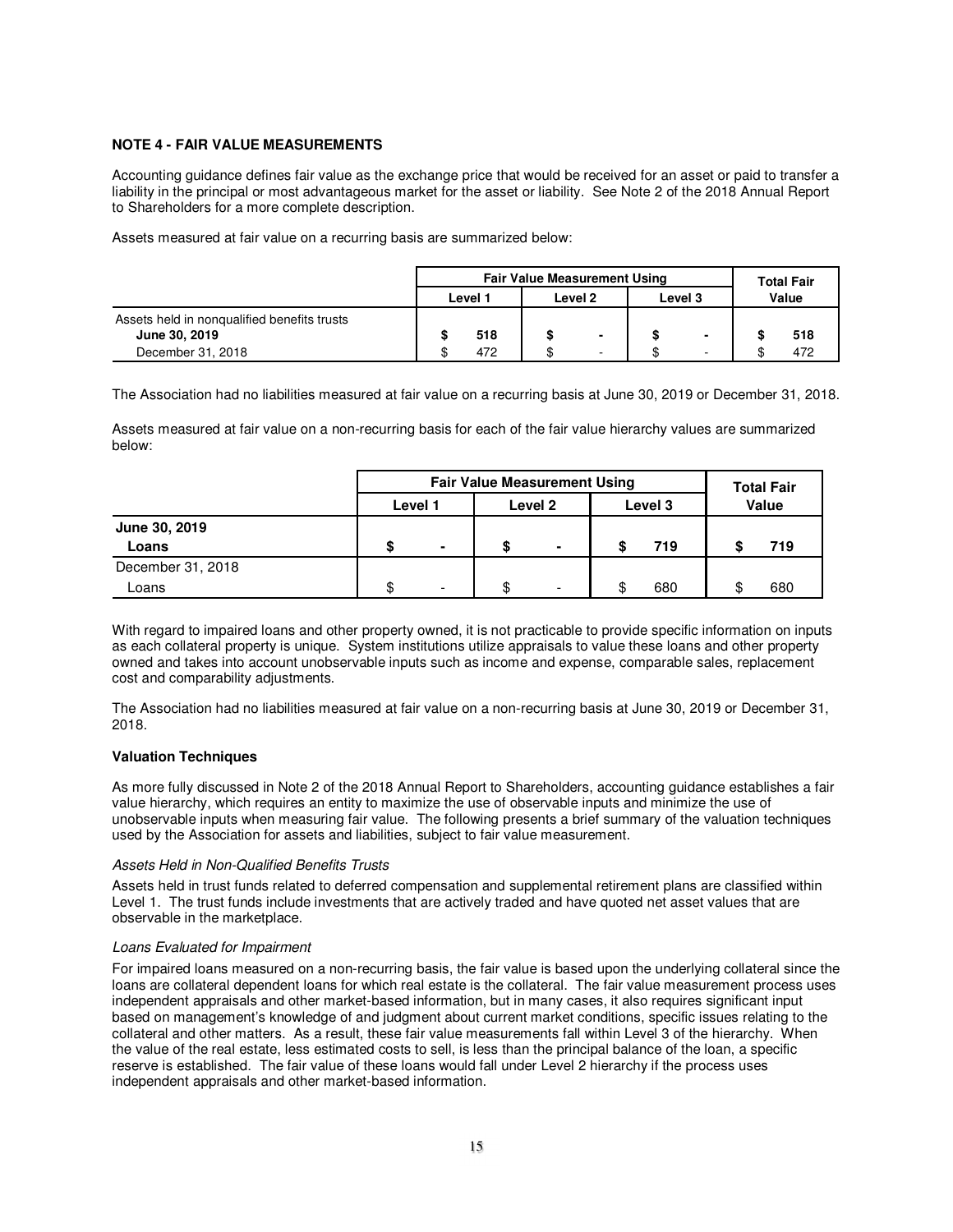### NOTE 4 - FAIR VALUE MEASUREMENTS

Accounting guidance defines fair value as the exchange price that would be received for an asset or paid to transfer a liability in the principal or most advantageous market for the asset or liability. See Note 2 of the 2018 Annual Report to Shareholders for a more complete description.

Assets measured at fair value on a recurring basis are summarized below:

| | Fair Value Measurement Using | | | Total Fair Value |
|---|---|---|---|---|
| | Level 1 | Level 2 | Level 3 | |
| Assets held in nonqualified benefits trusts | | | | |
| **June 30, 2019** | **$ 518** | **$ -** | **$ -** | **$ 518** |
| December 31, 2018 | $ 472 | $ - | $ - | $ 472 |

The Association had no liabilities measured at fair value on a recurring basis at June 30, 2019 or December 31, 2018.

Assets measured at fair value on a non-recurring basis for each of the fair value hierarchy values are summarized below:

| | Fair Value Measurement Using | | | Total Fair Value |
|---|---|---|---|---|
| | Level 1 | Level 2 | Level 3 | |
| **June 30, 2019** | | | | |
| **Loans** | **$ -** | **$ -** | **$ 719** | **$ 719** |
| December 31, 2018 | | | | |
| Loans | $ - | $ - | $ 680 | $ 680 |

With regard to impaired loans and other property owned, it is not practicable to provide specific information on inputs as each collateral property is unique. System institutions utilize appraisals to value these loans and other property owned and takes into account unobservable inputs such as income and expense, comparable sales, replacement cost and comparability adjustments.

The Association had no liabilities measured at fair value on a non-recurring basis at June 30, 2019 or December 31, 2018.

**Valuation Techniques**

As more fully discussed in Note 2 of the 2018 Annual Report to Shareholders, accounting guidance establishes a fair value hierarchy, which requires an entity to maximize the use of observable inputs and minimize the use of unobservable inputs when measuring fair value. The following presents a brief summary of the valuation techniques used by the Association for assets and liabilities, subject to fair value measurement.

*Assets Held in Non-Qualified Benefits Trusts*

Assets held in trust funds related to deferred compensation and supplemental retirement plans are classified within Level 1. The trust funds include investments that are actively traded and have quoted net asset values that are observable in the marketplace.

*Loans Evaluated for Impairment*

For impaired loans measured on a non-recurring basis, the fair value is based upon the underlying collateral since the loans are collateral dependent loans for which real estate is the collateral. The fair value measurement process uses independent appraisals and other market-based information, but in many cases, it also requires significant input based on management's knowledge of and judgment about current market conditions, specific issues relating to the collateral and other matters. As a result, these fair value measurements fall within Level 3 of the hierarchy. When the value of the real estate, less estimated costs to sell, is less than the principal balance of the loan, a specific reserve is established. The fair value of these loans would fall under Level 2 hierarchy if the process uses independent appraisals and other market-based information.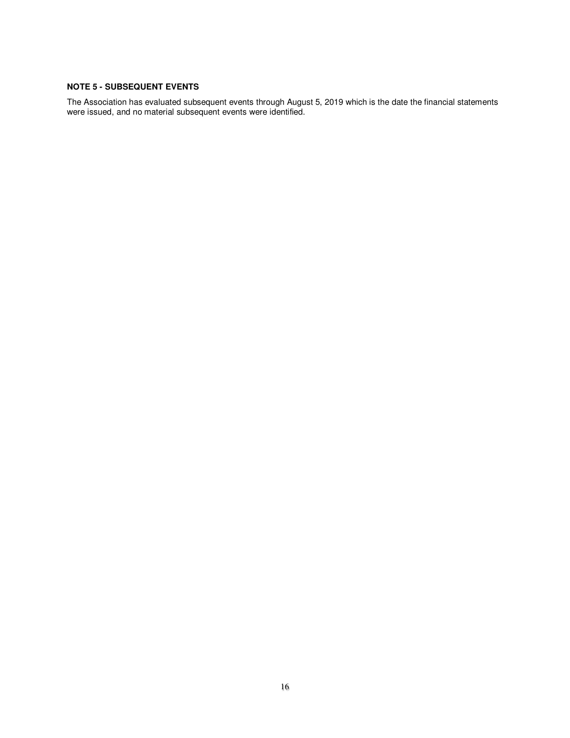**NOTE 5 - SUBSEQUENT EVENTS**

The Association has evaluated subsequent events through August 5, 2019 which is the date the financial statements were issued, and no material subsequent events were identified.